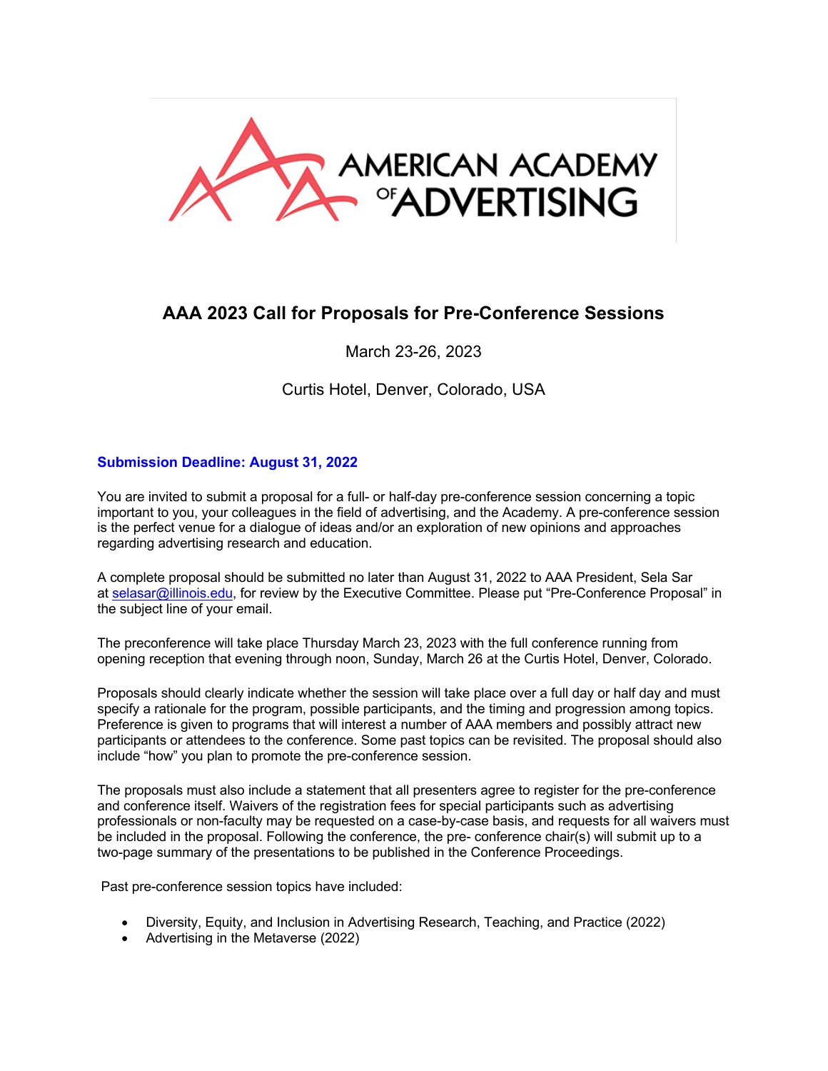# AAA 2023 Call for Proposals for Pre-Conference Sessions

March 23-26, 2023

Curtis Hotel, Denver, Colorado, USA

**Submission Deadline: August 31, 2022**

You are invited to submit a proposal for a full- or half-day pre-conference session concerning a topic important to you, your colleagues in the field of advertising, and the Academy. A pre-conference session is the perfect venue for a dialogue of ideas and/or an exploration of new opinions and approaches regarding advertising research and education.

A complete proposal should be submitted no later than August 31, 2022 to AAA President, Sela Sar at selasar@illinois.edu, for review by the Executive Committee. Please put "Pre-Conference Proposal" in the subject line of your email.

The preconference will take place Thursday March 23, 2023 with the full conference running from opening reception that evening through noon, Sunday, March 26 at the Curtis Hotel, Denver, Colorado.

Proposals should clearly indicate whether the session will take place over a full day or half day and must specify a rationale for the program, possible participants, and the timing and progression among topics. Preference is given to programs that will interest a number of AAA members and possibly attract new participants or attendees to the conference. Some past topics can be revisited. The proposal should also include "how" you plan to promote the pre-conference session.

The proposals must also include a statement that all presenters agree to register for the pre-conference and conference itself. Waivers of the registration fees for special participants such as advertising professionals or non-faculty may be requested on a case-by-case basis, and requests for all waivers must be included in the proposal. Following the conference, the pre- conference chair(s) will submit up to a two-page summary of the presentations to be published in the Conference Proceedings.

Past pre-conference session topics have included:

- Diversity, Equity, and Inclusion in Advertising Research, Teaching, and Practice (2022)
- Advertising in the Metaverse (2022)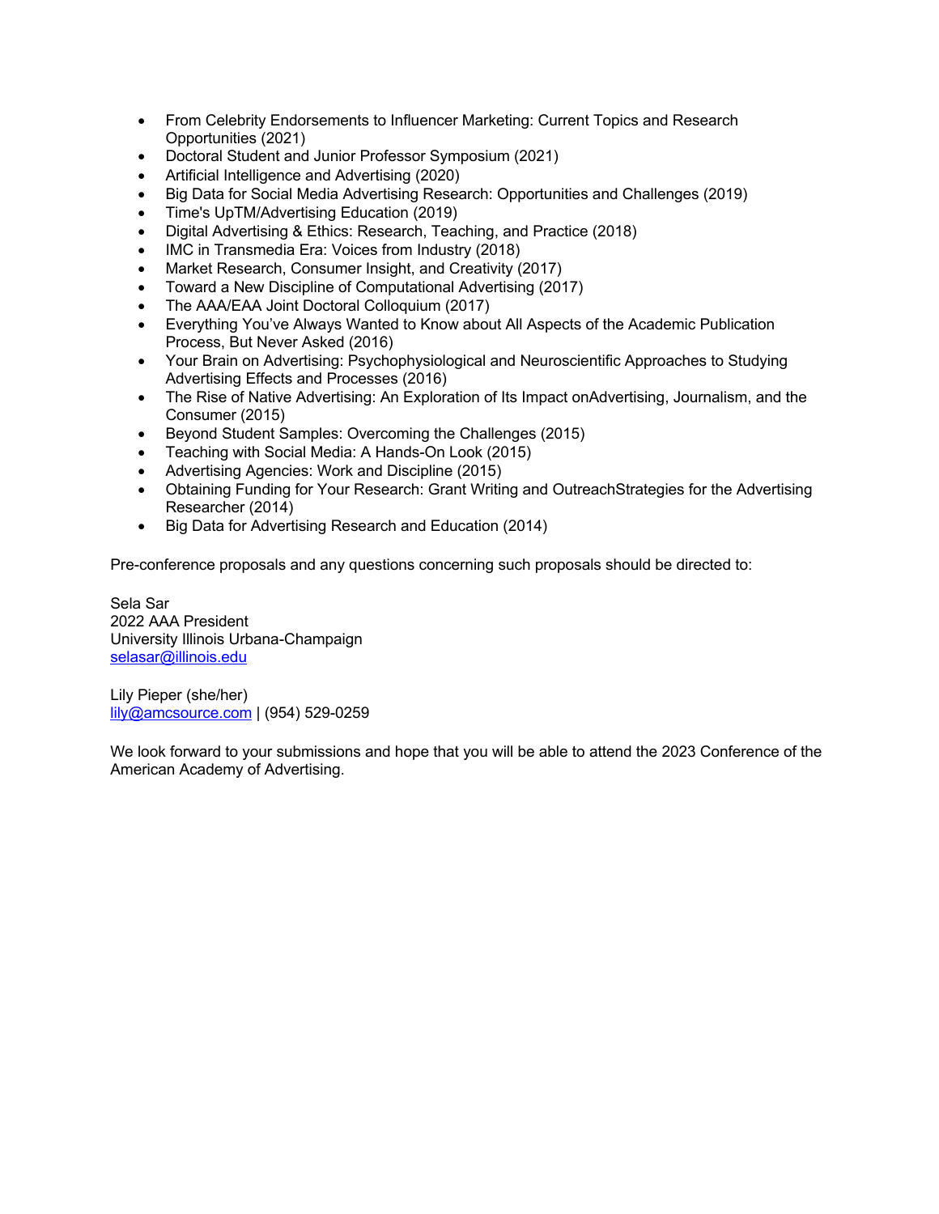- From Celebrity Endorsements to Influencer Marketing: Current Topics and Research Opportunities (2021)
- Doctoral Student and Junior Professor Symposium (2021)
- Artificial Intelligence and Advertising (2020)
- Big Data for Social Media Advertising Research: Opportunities and Challenges (2019)
- Time's UpTM/Advertising Education (2019)
- Digital Advertising & Ethics: Research, Teaching, and Practice (2018)
- IMC in Transmedia Era: Voices from Industry (2018)
- Market Research, Consumer Insight, and Creativity (2017)
- Toward a New Discipline of Computational Advertising (2017)
- The AAA/EAA Joint Doctoral Colloquium (2017)
- Everything You've Always Wanted to Know about All Aspects of the Academic Publication Process, But Never Asked (2016)
- Your Brain on Advertising: Psychophysiological and Neuroscientific Approaches to Studying Advertising Effects and Processes (2016)
- The Rise of Native Advertising: An Exploration of Its Impact onAdvertising, Journalism, and the Consumer (2015)
- Beyond Student Samples: Overcoming the Challenges (2015)
- Teaching with Social Media: A Hands-On Look (2015)
- Advertising Agencies: Work and Discipline (2015)
- Obtaining Funding for Your Research: Grant Writing and OutreachStrategies for the Advertising Researcher (2014)
- Big Data for Advertising Research and Education (2014)

Pre-conference proposals and any questions concerning such proposals should be directed to:

Sela Sar
2022 AAA President
University Illinois Urbana-Champaign
selasar@illinois.edu

Lily Pieper (she/her)
lily@amcsource.com | (954) 529-0259

We look forward to your submissions and hope that you will be able to attend the 2023 Conference of the American Academy of Advertising.